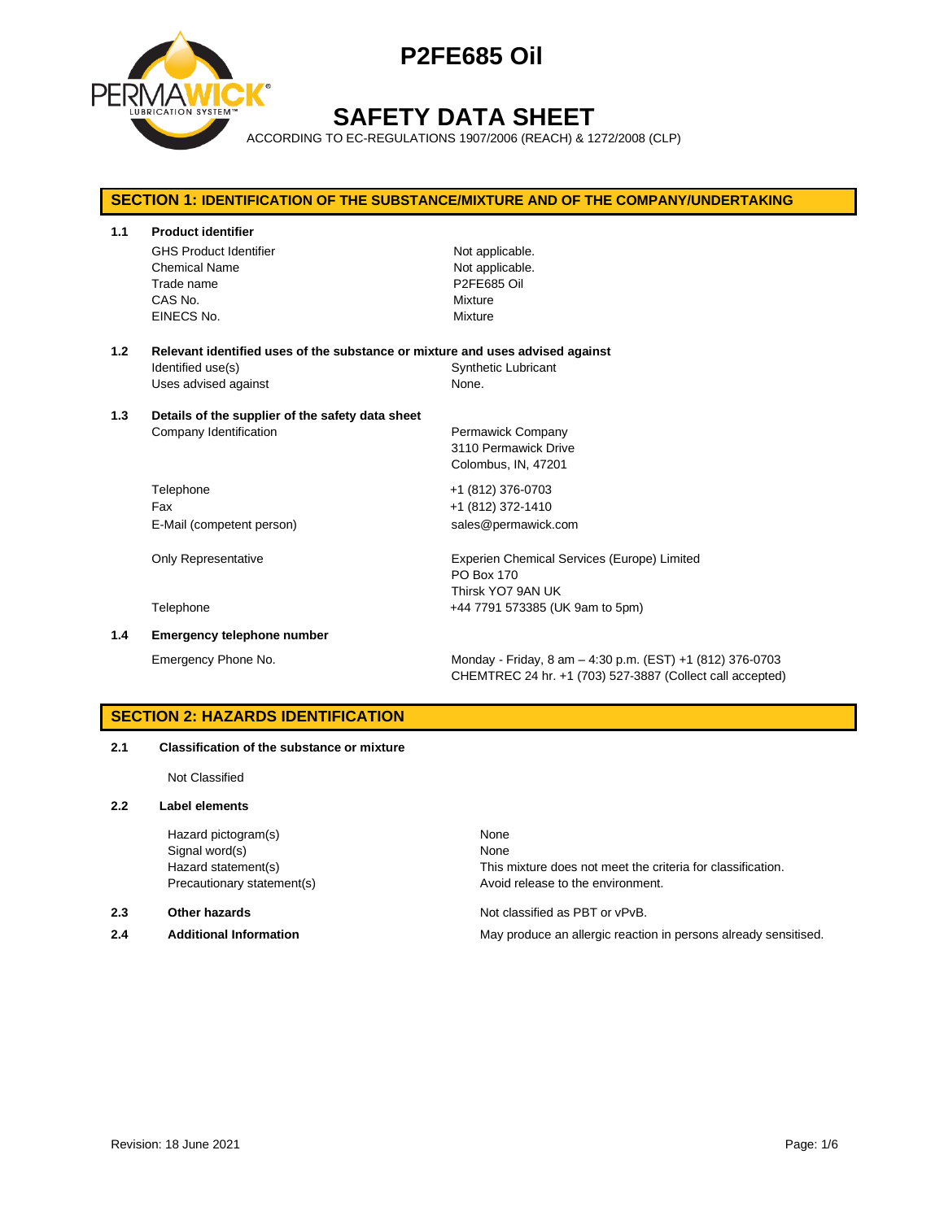# P2FE685 Oil

# SAFETY DATA SHEET

ACCORDING TO EC-REGULATIONS 1907/2006 (REACH) & 1272/2008 (CLP)

## SECTION 1: IDENTIFICATION OF THE SUBSTANCE/MIXTURE AND OF THE COMPANY/UNDERTAKING

**1.1 Product identifier**

| | |
|---|---|
| GHS Product Identifier | Not applicable. |
| Chemical Name | Not applicable. |
| Trade name | P2FE685 Oil |
| CAS No. | Mixture |
| EINECS No. | Mixture |

**1.2 Relevant identified uses of the substance or mixture and uses advised against**

| | |
|---|---|
| Identified use(s) | Synthetic Lubricant |
| Uses advised against | None. |

**1.3 Details of the supplier of the safety data sheet**

| | |
|---|---|
| Company Identification | Permawick Company<br>3110 Permawick Drive<br>Colombus, IN, 47201 |
| Telephone | +1 (812) 376-0703 |
| Fax | +1 (812) 372-1410 |
| E-Mail (competent person) | sales@permawick.com |
| Only Representative | Experien Chemical Services (Europe) Limited<br>PO Box 170<br>Thirsk YO7 9AN UK |
| Telephone | +44 7791 573385 (UK 9am to 5pm) |

**1.4 Emergency telephone number**

| | |
|---|---|
| Emergency Phone No. | Monday - Friday, 8 am – 4:30 p.m. (EST) +1 (812) 376-0703<br>CHEMTREC 24 hr. +1 (703) 527-3887 (Collect call accepted) |

## SECTION 2: HAZARDS IDENTIFICATION

**2.1 Classification of the substance or mixture**

Not Classified

**2.2 Label elements**

| | |
|---|---|
| Hazard pictogram(s) | None |
| Signal word(s) | None |
| Hazard statement(s) | This mixture does not meet the criteria for classification. |
| Precautionary statement(s) | Avoid release to the environment. |

**2.3 Other hazards** — Not classified as PBT or vPvB.

**2.4 Additional Information** — May produce an allergic reaction in persons already sensitised.

Revision: 18 June 2021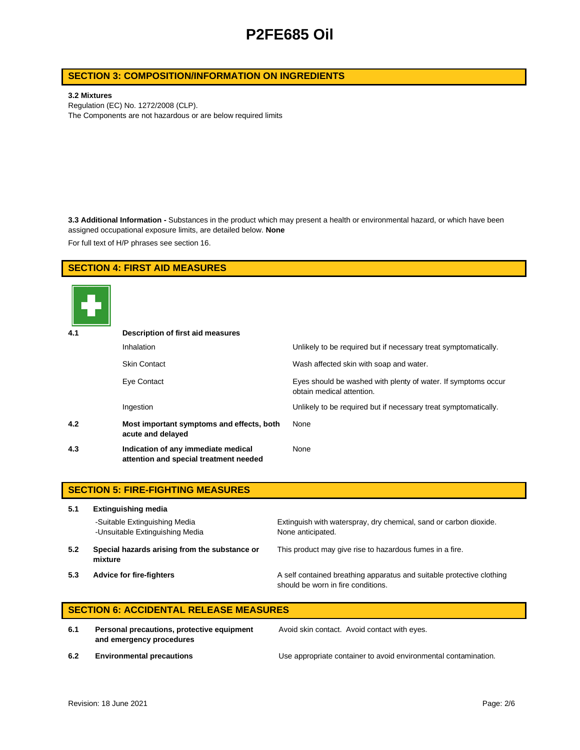## SECTION 3: COMPOSITION/INFORMATION ON INGREDIENTS

**3.2 Mixtures**

Regulation (EC) No. 1272/2008 (CLP).

The Components are not hazardous or are below required limits

**3.3 Additional Information -** Substances in the product which may present a health or environmental hazard, or which have been assigned occupational exposure limits, are detailed below. **None**

For full text of H/P phrases see section 16.

## SECTION 4: FIRST AID MEASURES

| | | |
|---|---|---|
| **4.1** | **Description of first aid measures** | |
| | Inhalation | Unlikely to be required but if necessary treat symptomatically. |
| | Skin Contact | Wash affected skin with soap and water. |
| | Eye Contact | Eyes should be washed with plenty of water. If symptoms occur obtain medical attention. |
| | Ingestion | Unlikely to be required but if necessary treat symptomatically. |
| **4.2** | **Most important symptoms and effects, both acute and delayed** | None |
| **4.3** | **Indication of any immediate medical attention and special treatment needed** | None |

## SECTION 5: FIRE-FIGHTING MEASURES

| | | |
|---|---|---|
| **5.1** | **Extinguishing media** | |
| | -Suitable Extinguishing Media | Extinguish with waterspray, dry chemical, sand or carbon dioxide. |
| | -Unsuitable Extinguishing Media | None anticipated. |
| **5.2** | **Special hazards arising from the substance or mixture** | This product may give rise to hazardous fumes in a fire. |
| **5.3** | **Advice for fire-fighters** | A self contained breathing apparatus and suitable protective clothing should be worn in fire conditions. |

## SECTION 6: ACCIDENTAL RELEASE MEASURES

| | | |
|---|---|---|
| **6.1** | **Personal precautions, protective equipment and emergency procedures** | Avoid skin contact. Avoid contact with eyes. |
| **6.2** | **Environmental precautions** | Use appropriate container to avoid environmental contamination. |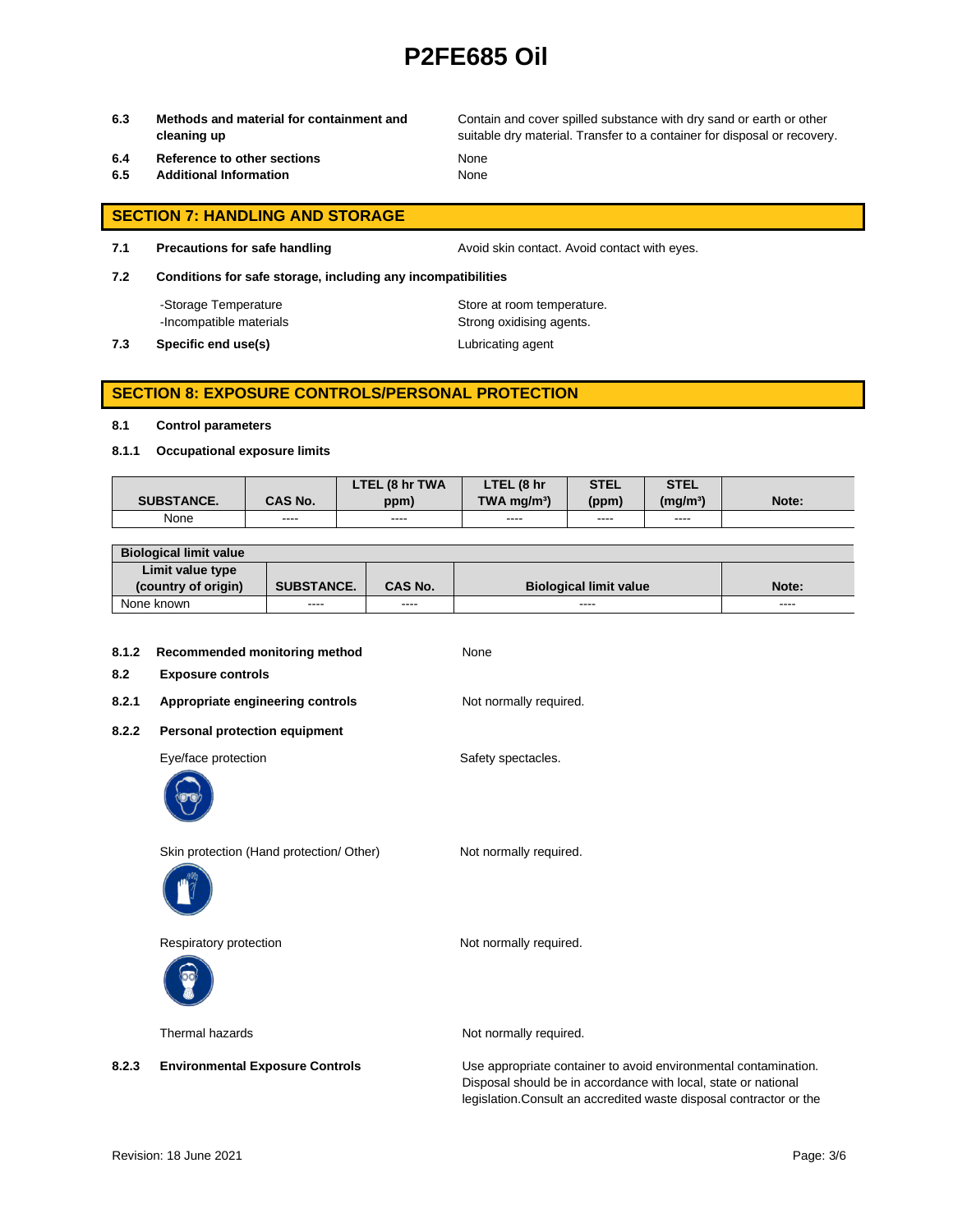**6.3 Methods and material for containment and cleaning up** — Contain and cover spilled substance with dry sand or earth or other suitable dry material. Transfer to a container for disposal or recovery.

**6.4 Reference to other sections** — None

**6.5 Additional Information** — None

## SECTION 7: HANDLING AND STORAGE

**7.1 Precautions for safe handling** — Avoid skin contact. Avoid contact with eyes.

**7.2 Conditions for safe storage, including any incompatibilities**

- -Storage Temperature — Store at room temperature.
- -Incompatible materials — Strong oxidising agents.

**7.3 Specific end use(s)** — Lubricating agent

## SECTION 8: EXPOSURE CONTROLS/PERSONAL PROTECTION

**8.1 Control parameters**

**8.1.1 Occupational exposure limits**

| SUBSTANCE. | CAS No. | LTEL (8 hr TWA ppm) | LTEL (8 hr TWA mg/m³) | STEL (ppm) | STEL (mg/m³) | Note: |
|---|---|---|---|---|---|---|
| None | ---- | ---- | ---- | ---- | ---- | |

| Biological limit value | | | | |
|---|---|---|---|---|
| Limit value type (country of origin) | SUBSTANCE. | CAS No. | Biological limit value | Note: |
| None known | ---- | ---- | ---- | ---- |

**8.1.2 Recommended monitoring method** — None

**8.2 Exposure controls**

**8.2.1 Appropriate engineering controls** — Not normally required.

**8.2.2 Personal protection equipment**

Eye/face protection — Safety spectacles.

Skin protection (Hand protection/ Other) — Not normally required.

Respiratory protection — Not normally required.

Thermal hazards — Not normally required.

**8.2.3 Environmental Exposure Controls** — Use appropriate container to avoid environmental contamination. Disposal should be in accordance with local, state or national legislation.Consult an accredited waste disposal contractor or the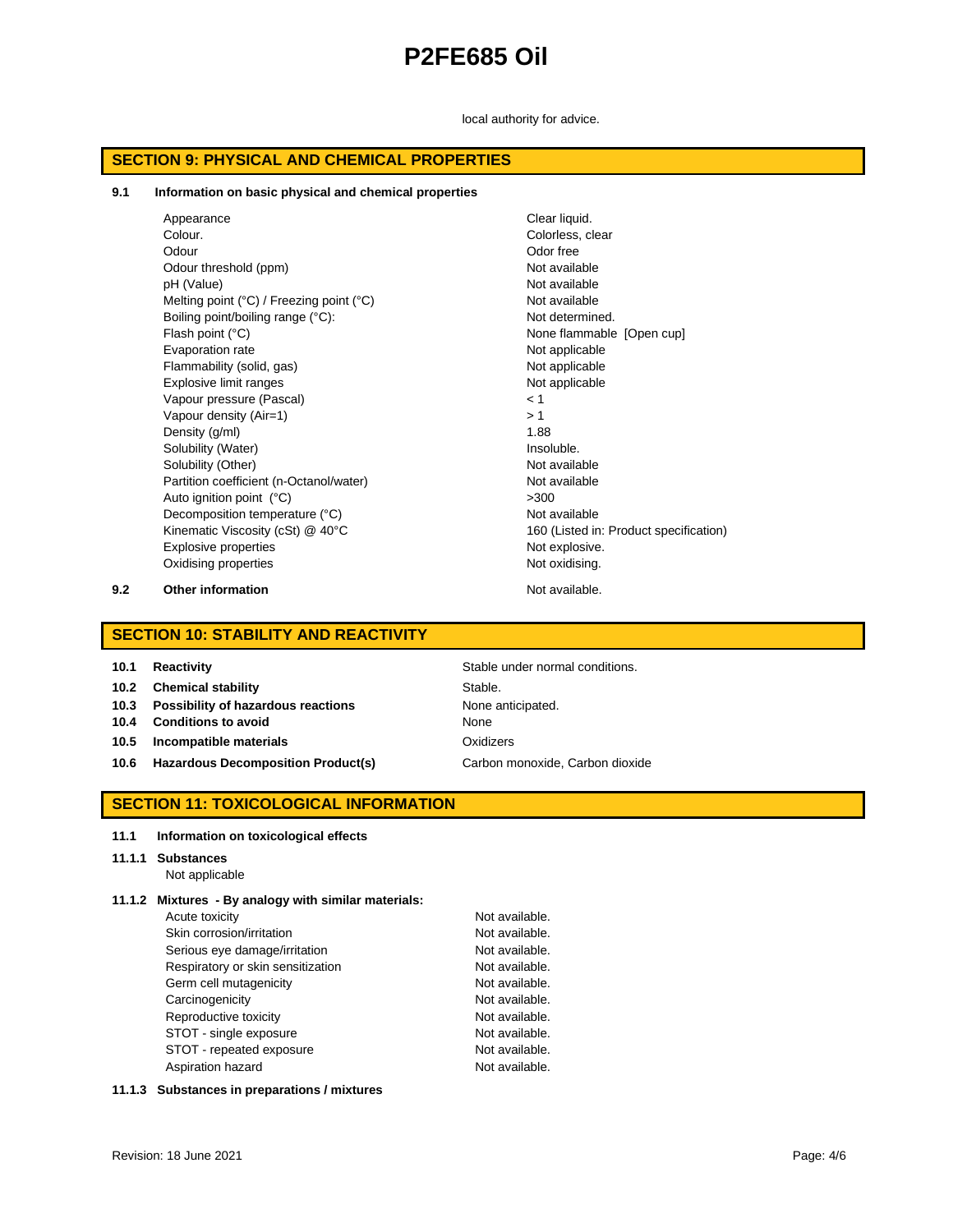local authority for advice.

## SECTION 9: PHYSICAL AND CHEMICAL PROPERTIES

### 9.1 Information on basic physical and chemical properties

| Property | Value |
|---|---|
| Appearance | Clear liquid. |
| Colour. | Colorless, clear |
| Odour | Odor free |
| Odour threshold (ppm) | Not available |
| pH (Value) | Not available |
| Melting point (°C) / Freezing point (°C) | Not available |
| Boiling point/boiling range (°C): | Not determined. |
| Flash point (°C) | None flammable [Open cup] |
| Evaporation rate | Not applicable |
| Flammability (solid, gas) | Not applicable |
| Explosive limit ranges | Not applicable |
| Vapour pressure (Pascal) | < 1 |
| Vapour density (Air=1) | > 1 |
| Density (g/ml) | 1.88 |
| Solubility (Water) | Insoluble. |
| Solubility (Other) | Not available |
| Partition coefficient (n-Octanol/water) | Not available |
| Auto ignition point (°C) | >300 |
| Decomposition temperature (°C) | Not available |
| Kinematic Viscosity (cSt) @ 40°C | 160 (Listed in: Product specification) |
| Explosive properties | Not explosive. |
| Oxidising properties | Not oxidising. |

**9.2 Other information** — Not available.

## SECTION 10: STABILITY AND REACTIVITY

| | | |
|---|---|---|
| **10.1** | **Reactivity** | Stable under normal conditions. |
| **10.2** | **Chemical stability** | Stable. |
| **10.3** | **Possibility of hazardous reactions** | None anticipated. |
| **10.4** | **Conditions to avoid** | None |
| **10.5** | **Incompatible materials** | Oxidizers |
| **10.6** | **Hazardous Decomposition Product(s)** | Carbon monoxide, Carbon dioxide |

## SECTION 11: TOXICOLOGICAL INFORMATION

**11.1 Information on toxicological effects**

**11.1.1 Substances**

Not applicable

**11.1.2 Mixtures - By analogy with similar materials:**

| Effect | Value |
|---|---|
| Acute toxicity | Not available. |
| Skin corrosion/irritation | Not available. |
| Serious eye damage/irritation | Not available. |
| Respiratory or skin sensitization | Not available. |
| Germ cell mutagenicity | Not available. |
| Carcinogenicity | Not available. |
| Reproductive toxicity | Not available. |
| STOT - single exposure | Not available. |
| STOT - repeated exposure | Not available. |
| Aspiration hazard | Not available. |

**11.1.3 Substances in preparations / mixtures**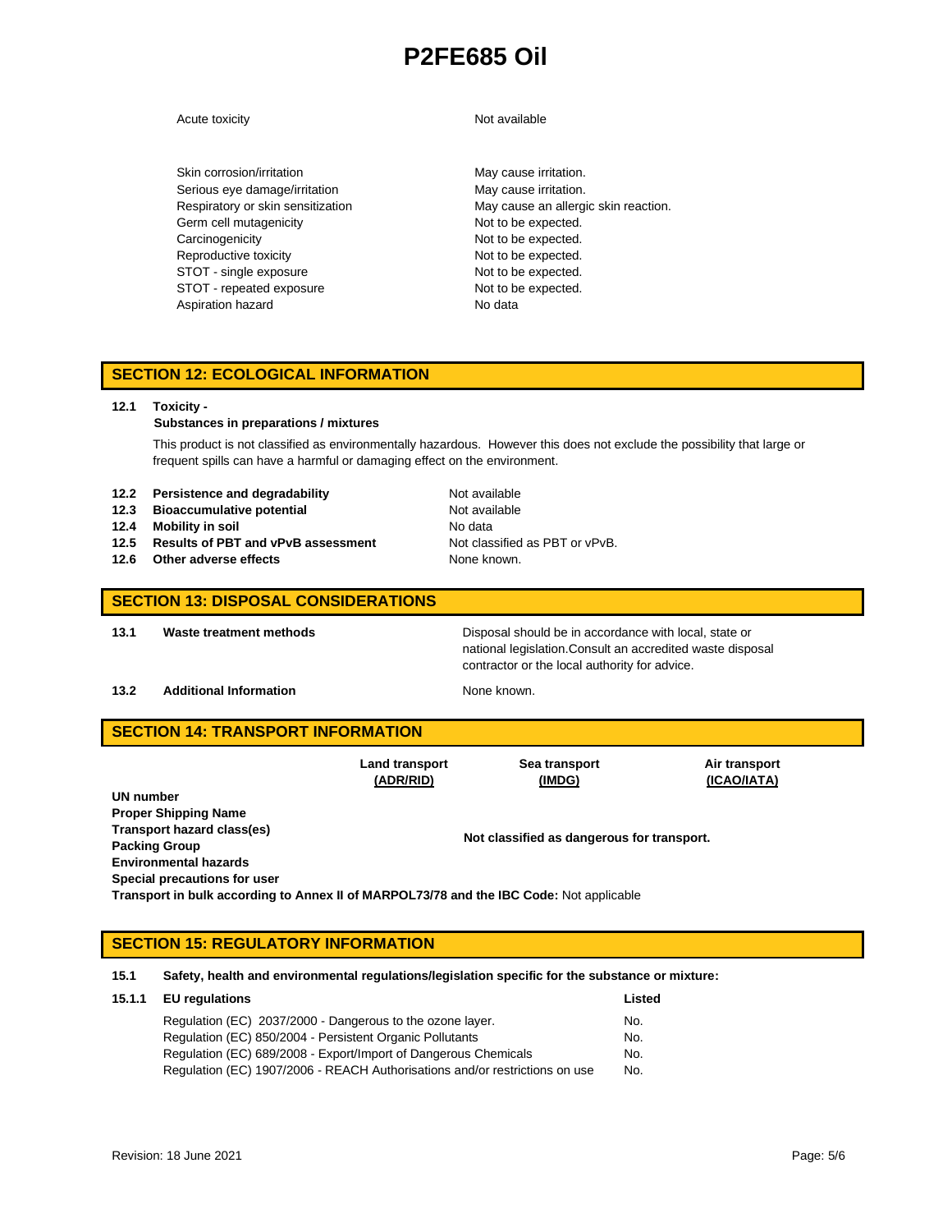| | |
|---|---|
| Acute toxicity | Not available |
| Skin corrosion/irritation | May cause irritation. |
| Serious eye damage/irritation | May cause irritation. |
| Respiratory or skin sensitization | May cause an allergic skin reaction. |
| Germ cell mutagenicity | Not to be expected. |
| Carcinogenicity | Not to be expected. |
| Reproductive toxicity | Not to be expected. |
| STOT - single exposure | Not to be expected. |
| STOT - repeated exposure | Not to be expected. |
| Aspiration hazard | No data |

## SECTION 12: ECOLOGICAL INFORMATION

**12.1 Toxicity -**
**Substances in preparations / mixtures**

This product is not classified as environmentally hazardous. However this does not exclude the possibility that large or frequent spills can have a harmful or damaging effect on the environment.

| | | |
|---|---|---|
| **12.2** | **Persistence and degradability** | Not available |
| **12.3** | **Bioaccumulative potential** | Not available |
| **12.4** | **Mobility in soil** | No data |
| **12.5** | **Results of PBT and vPvB assessment** | Not classified as PBT or vPvB. |
| **12.6** | **Other adverse effects** | None known. |

## SECTION 13: DISPOSAL CONSIDERATIONS

| | | |
|---|---|---|
| **13.1** | **Waste treatment methods** | Disposal should be in accordance with local, state or national legislation.Consult an accredited waste disposal contractor or the local authority for advice. |
| **13.2** | **Additional Information** | None known. |

## SECTION 14: TRANSPORT INFORMATION

| | Land transport (ADR/RID) | Sea transport (IMDG) | Air transport (ICAO/IATA) |
|---|---|---|---|
| **UN number** | | | |
| **Proper Shipping Name** | | | |
| **Transport hazard class(es)** | | **Not classified as dangerous for transport.** | |
| **Packing Group** | | | |
| **Environmental hazards** | | | |
| **Special precautions for user** | | | |

**Transport in bulk according to Annex II of MARPOL73/78 and the IBC Code:** Not applicable

## SECTION 15: REGULATORY INFORMATION

**15.1 Safety, health and environmental regulations/legislation specific for the substance or mixture:**

| **15.1.1 EU regulations** | **Listed** |
|---|---|
| Regulation (EC) 2037/2000 - Dangerous to the ozone layer. | No. |
| Regulation (EC) 850/2004 - Persistent Organic Pollutants | No. |
| Regulation (EC) 689/2008 - Export/Import of Dangerous Chemicals | No. |
| Regulation (EC) 1907/2006 - REACH Authorisations and/or restrictions on use | No. |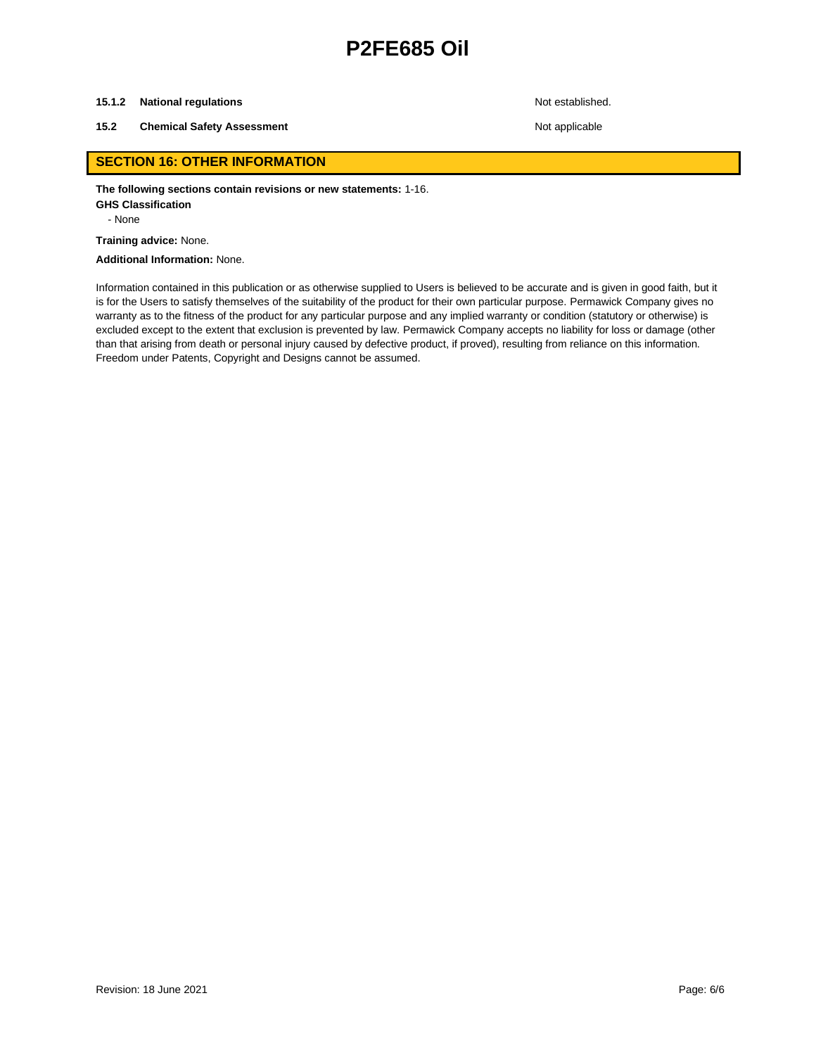**15.1.2 National regulations** Not established.

**15.2 Chemical Safety Assessment** Not applicable

## SECTION 16: OTHER INFORMATION

**The following sections contain revisions or new statements:** 1-16.

**GHS Classification**

- None

**Training advice:** None.

**Additional Information:** None.

Information contained in this publication or as otherwise supplied to Users is believed to be accurate and is given in good faith, but it is for the Users to satisfy themselves of the suitability of the product for their own particular purpose. Permawick Company gives no warranty as to the fitness of the product for any particular purpose and any implied warranty or condition (statutory or otherwise) is excluded except to the extent that exclusion is prevented by law. Permawick Company accepts no liability for loss or damage (other than that arising from death or personal injury caused by defective product, if proved), resulting from reliance on this information. Freedom under Patents, Copyright and Designs cannot be assumed.